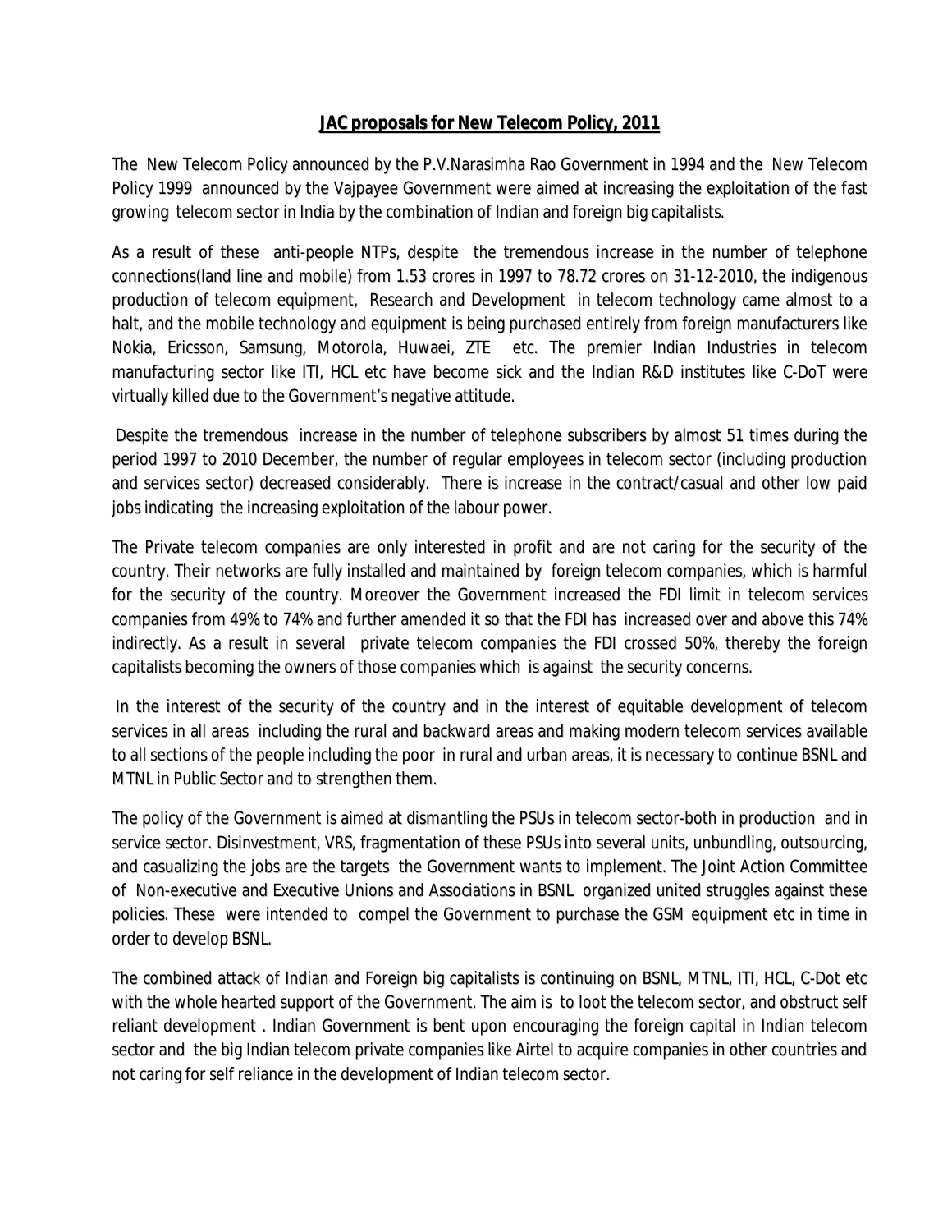# JAC proposals for New Telecom Policy, 2011

The New Telecom Policy announced by the P.V.Narasimha Rao Government in 1994 and the New Telecom Policy 1999 announced by the Vajpayee Government were aimed at increasing the exploitation of the fast growing telecom sector in India by the combination of Indian and foreign big capitalists.

As a result of these anti-people NTPs, despite the tremendous increase in the number of telephone connections(land line and mobile) from 1.53 crores in 1997 to 78.72 crores on 31-12-2010, the indigenous production of telecom equipment, Research and Development in telecom technology came almost to a halt, and the mobile technology and equipment is being purchased entirely from foreign manufacturers like Nokia, Ericsson, Samsung, Motorola, Huwaei, ZTE etc. The premier Indian Industries in telecom manufacturing sector like ITI, HCL etc have become sick and the Indian R&D institutes like C-DoT were virtually killed due to the Government's negative attitude.

Despite the tremendous increase in the number of telephone subscribers by almost 51 times during the period 1997 to 2010 December, the number of regular employees in telecom sector (including production and services sector) decreased considerably. There is increase in the contract/casual and other low paid jobs indicating the increasing exploitation of the labour power.

The Private telecom companies are only interested in profit and are not caring for the security of the country. Their networks are fully installed and maintained by foreign telecom companies, which is harmful for the security of the country. Moreover the Government increased the FDI limit in telecom services companies from 49% to 74% and further amended it so that the FDI has increased over and above this 74% indirectly. As a result in several private telecom companies the FDI crossed 50%, thereby the foreign capitalists becoming the owners of those companies which is against the security concerns.

In the interest of the security of the country and in the interest of equitable development of telecom services in all areas including the rural and backward areas and making modern telecom services available to all sections of the people including the poor in rural and urban areas, it is necessary to continue BSNL and MTNL in Public Sector and to strengthen them.

The policy of the Government is aimed at dismantling the PSUs in telecom sector-both in production and in service sector. Disinvestment, VRS, fragmentation of these PSUs into several units, unbundling, outsourcing, and casualizing the jobs are the targets the Government wants to implement. The Joint Action Committee of Non-executive and Executive Unions and Associations in BSNL organized united struggles against these policies. These were intended to compel the Government to purchase the GSM equipment etc in time in order to develop BSNL.

The combined attack of Indian and Foreign big capitalists is continuing on BSNL, MTNL, ITI, HCL, C-Dot etc with the whole hearted support of the Government. The aim is to loot the telecom sector, and obstruct self reliant development . Indian Government is bent upon encouraging the foreign capital in Indian telecom sector and the big Indian telecom private companies like Airtel to acquire companies in other countries and not caring for self reliance in the development of Indian telecom sector.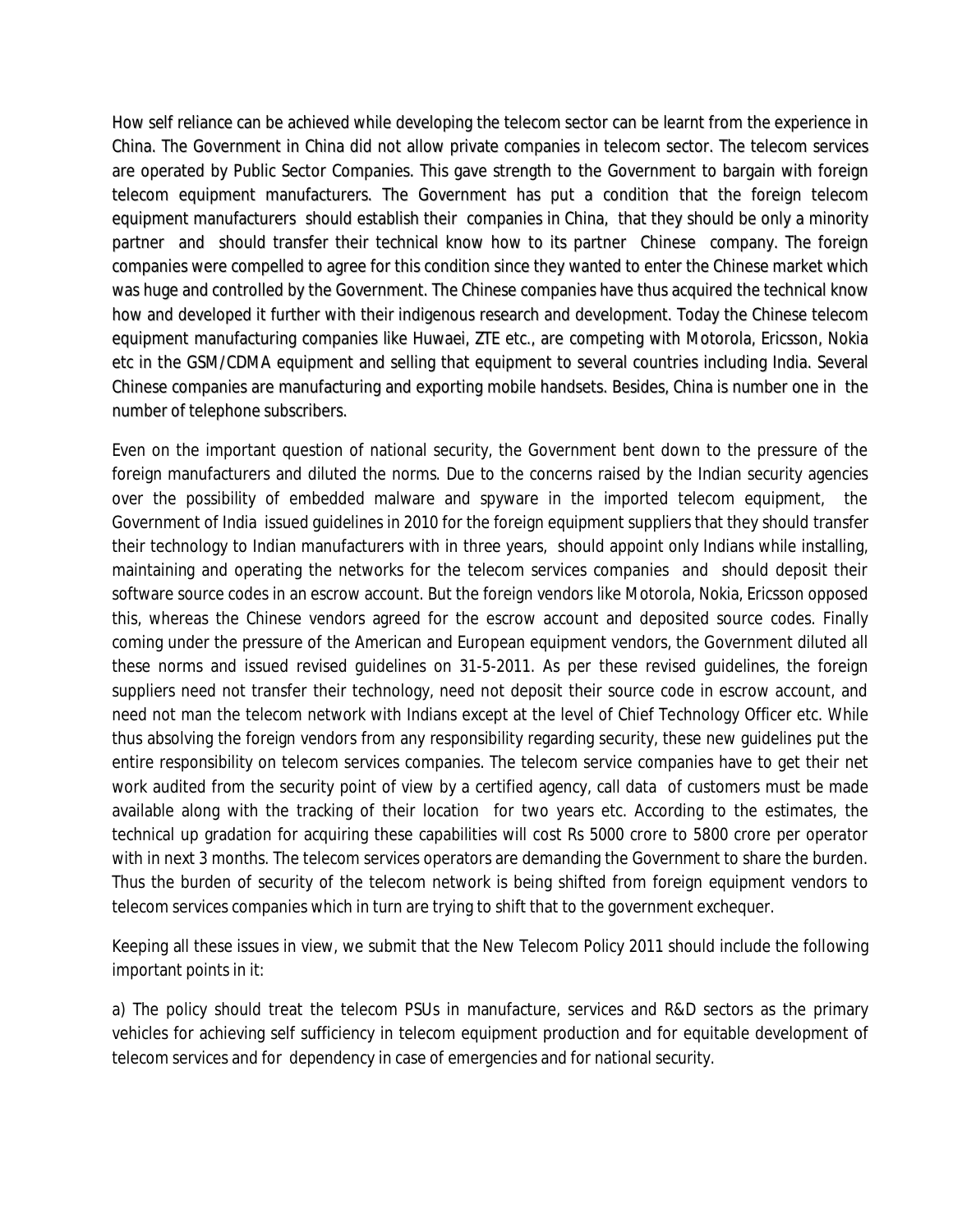How self reliance can be achieved while developing the telecom sector can be learnt from the experience in China. The Government in China did not allow private companies in telecom sector. The telecom services are operated by Public Sector Companies. This gave strength to the Government to bargain with foreign telecom equipment manufacturers. The Government has put a condition that the foreign telecom equipment manufacturers should establish their companies in China, that they should be only a minority partner and should transfer their technical know how to its partner Chinese company. The foreign companies were compelled to agree for this condition since they wanted to enter the Chinese market which was huge and controlled by the Government. The Chinese companies have thus acquired the technical know how and developed it further with their indigenous research and development. Today the Chinese telecom equipment manufacturing companies like Huwaei, ZTE etc., are competing with Motorola, Ericsson, Nokia etc in the GSM/CDMA equipment and selling that equipment to several countries including India. Several Chinese companies are manufacturing and exporting mobile handsets. Besides, China is number one in the number of telephone subscribers.

Even on the important question of national security, the Government bent down to the pressure of the foreign manufacturers and diluted the norms. Due to the concerns raised by the Indian security agencies over the possibility of embedded malware and spyware in the imported telecom equipment, the Government of India issued guidelines in 2010 for the foreign equipment suppliers that they should transfer their technology to Indian manufacturers with in three years, should appoint only Indians while installing, maintaining and operating the networks for the telecom services companies and should deposit their software source codes in an escrow account. But the foreign vendors like Motorola, Nokia, Ericsson opposed this, whereas the Chinese vendors agreed for the escrow account and deposited source codes. Finally coming under the pressure of the American and European equipment vendors, the Government diluted all these norms and issued revised guidelines on 31-5-2011. As per these revised guidelines, the foreign suppliers need not transfer their technology, need not deposit their source code in escrow account, and need not man the telecom network with Indians except at the level of Chief Technology Officer etc. While thus absolving the foreign vendors from any responsibility regarding security, these new guidelines put the entire responsibility on telecom services companies. The telecom service companies have to get their net work audited from the security point of view by a certified agency, call data of customers must be made available along with the tracking of their location for two years etc. According to the estimates, the technical up gradation for acquiring these capabilities will cost Rs 5000 crore to 5800 crore per operator with in next 3 months. The telecom services operators are demanding the Government to share the burden. Thus the burden of security of the telecom network is being shifted from foreign equipment vendors to telecom services companies which in turn are trying to shift that to the government exchequer.

Keeping all these issues in view, we submit that the New Telecom Policy 2011 should include the following important points in it:

a) The policy should treat the telecom PSUs in manufacture, services and R&D sectors as the primary vehicles for achieving self sufficiency in telecom equipment production and for equitable development of telecom services and for dependency in case of emergencies and for national security.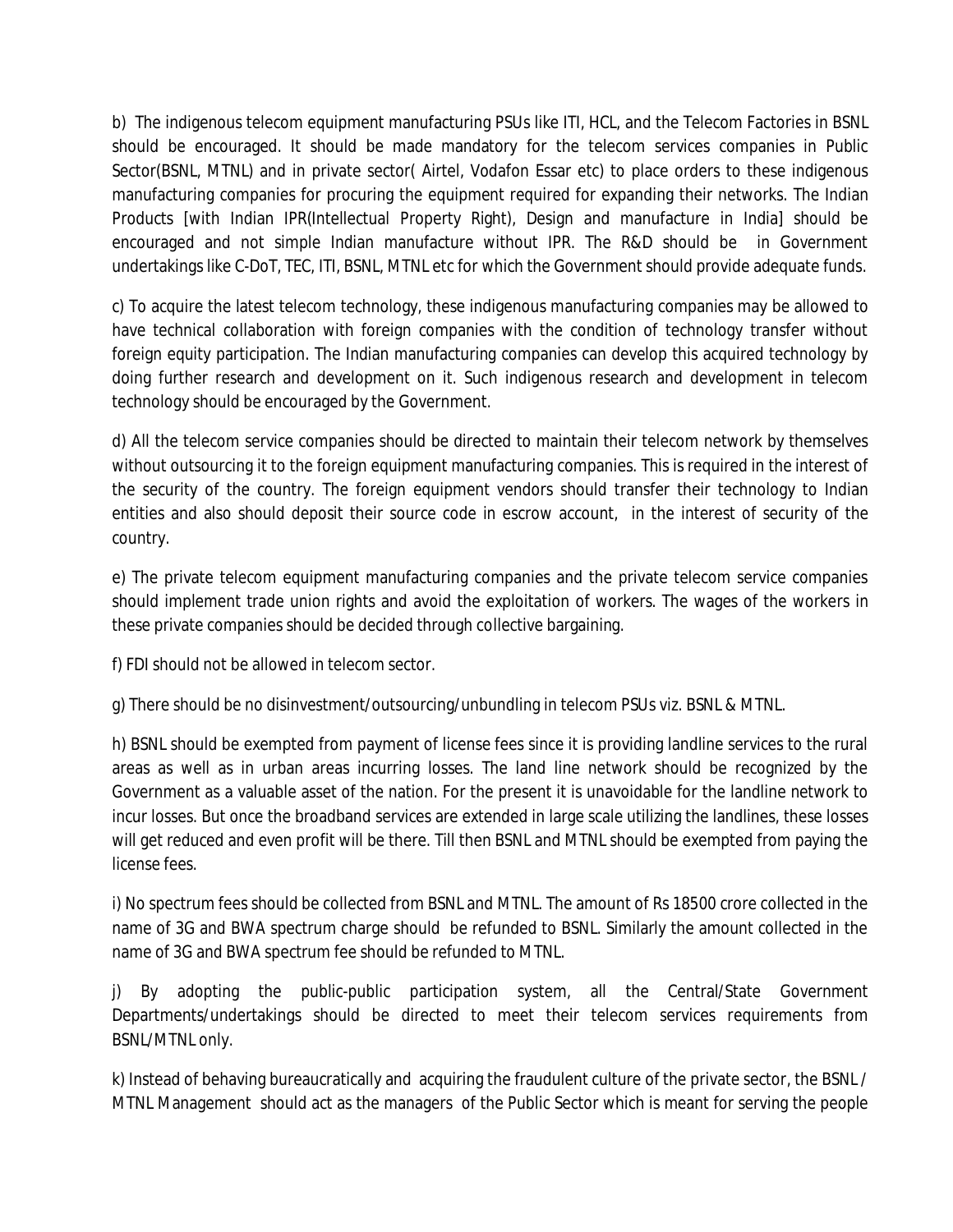b) The indigenous telecom equipment manufacturing PSUs like ITI, HCL, and the Telecom Factories in BSNL should be encouraged. It should be made mandatory for the telecom services companies in Public Sector(BSNL, MTNL) and in private sector( Airtel, Vodafon Essar etc) to place orders to these indigenous manufacturing companies for procuring the equipment required for expanding their networks. The Indian Products [with Indian IPR(Intellectual Property Right), Design and manufacture in India] should be encouraged and not simple Indian manufacture without IPR. The R&D should be in Government undertakings like C-DoT, TEC, ITI, BSNL, MTNL etc for which the Government should provide adequate funds.

c) To acquire the latest telecom technology, these indigenous manufacturing companies may be allowed to have technical collaboration with foreign companies with the condition of technology transfer without foreign equity participation. The Indian manufacturing companies can develop this acquired technology by doing further research and development on it. Such indigenous research and development in telecom technology should be encouraged by the Government.

d) All the telecom service companies should be directed to maintain their telecom network by themselves without outsourcing it to the foreign equipment manufacturing companies. This is required in the interest of the security of the country. The foreign equipment vendors should transfer their technology to Indian entities and also should deposit their source code in escrow account, in the interest of security of the country.

e) The private telecom equipment manufacturing companies and the private telecom service companies should implement trade union rights and avoid the exploitation of workers. The wages of the workers in these private companies should be decided through collective bargaining.

f) FDI should not be allowed in telecom sector.

g) There should be no disinvestment/outsourcing/unbundling in telecom PSUs viz. BSNL & MTNL.

h) BSNL should be exempted from payment of license fees since it is providing landline services to the rural areas as well as in urban areas incurring losses. The land line network should be recognized by the Government as a valuable asset of the nation. For the present it is unavoidable for the landline network to incur losses. But once the broadband services are extended in large scale utilizing the landlines, these losses will get reduced and even profit will be there. Till then BSNL and MTNL should be exempted from paying the license fees.

i) No spectrum fees should be collected from BSNL and MTNL. The amount of Rs 18500 crore collected in the name of 3G and BWA spectrum charge should be refunded to BSNL. Similarly the amount collected in the name of 3G and BWA spectrum fee should be refunded to MTNL.

j) By adopting the public-public participation system, all the Central/State Government Departments/undertakings should be directed to meet their telecom services requirements from BSNL/MTNL only.

k) Instead of behaving bureaucratically and acquiring the fraudulent culture of the private sector, the BSNL / MTNL Management should act as the managers of the Public Sector which is meant for serving the people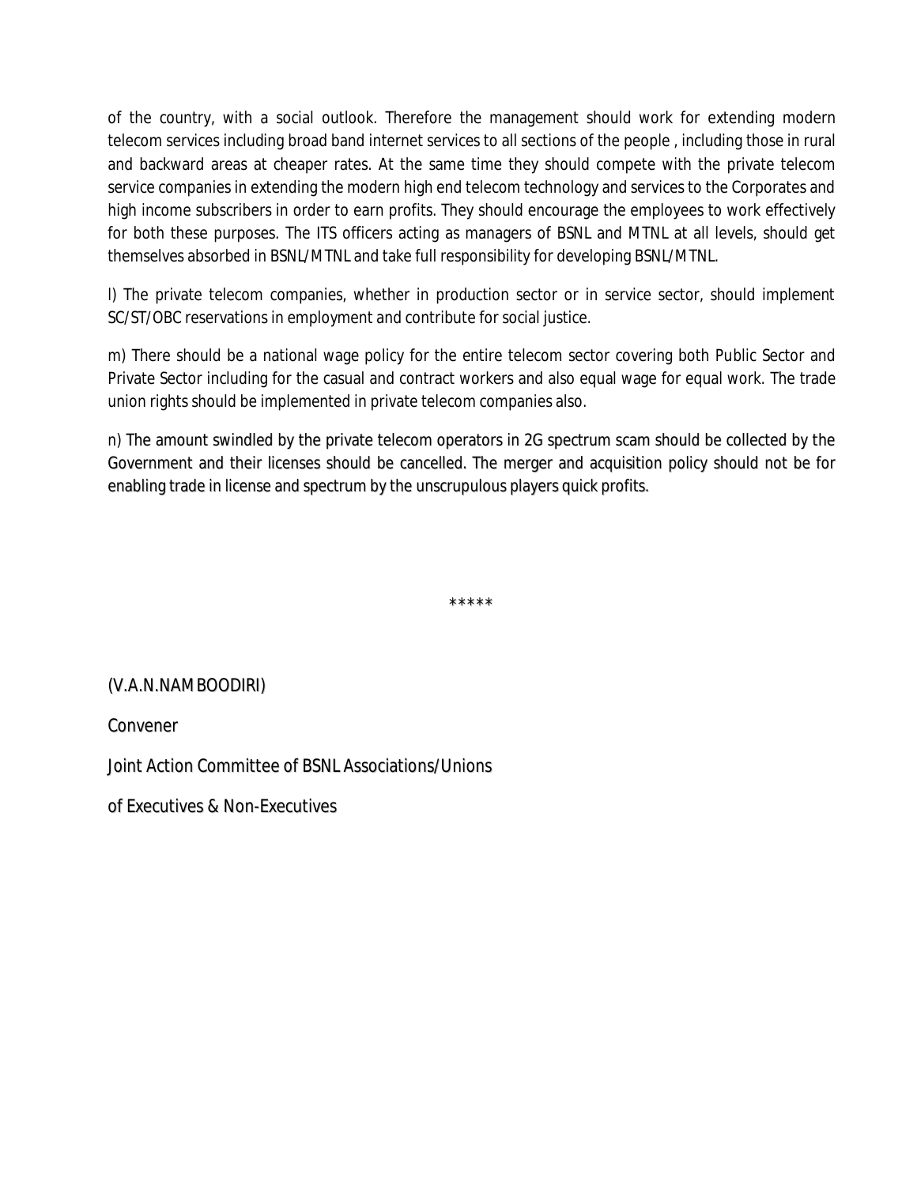of the country, with a social outlook. Therefore the management should work for extending modern telecom services including broad band internet services to all sections of the people , including those in rural and backward areas at cheaper rates. At the same time they should compete with the private telecom service companies in extending the modern high end telecom technology and services to the Corporates and high income subscribers in order to earn profits. They should encourage the employees to work effectively for both these purposes. The ITS officers acting as managers of BSNL and MTNL at all levels, should get themselves absorbed in BSNL/MTNL and take full responsibility for developing BSNL/MTNL.

l) The private telecom companies, whether in production sector or in service sector, should implement SC/ST/OBC reservations in employment and contribute for social justice.

m) There should be a national wage policy for the entire telecom sector covering both Public Sector and Private Sector including for the casual and contract workers and also equal wage for equal work. The trade union rights should be implemented in private telecom companies also.

n) The amount swindled by the private telecom operators in 2G spectrum scam should be collected by the Government and their licenses should be cancelled. The merger and acquisition policy should not be for enabling trade in license and spectrum by the unscrupulous players quick profits.

*****

(V.A.N.NAMBOODIRI)

Convener

Joint Action Committee of BSNL Associations/Unions

of Executives & Non-Executives